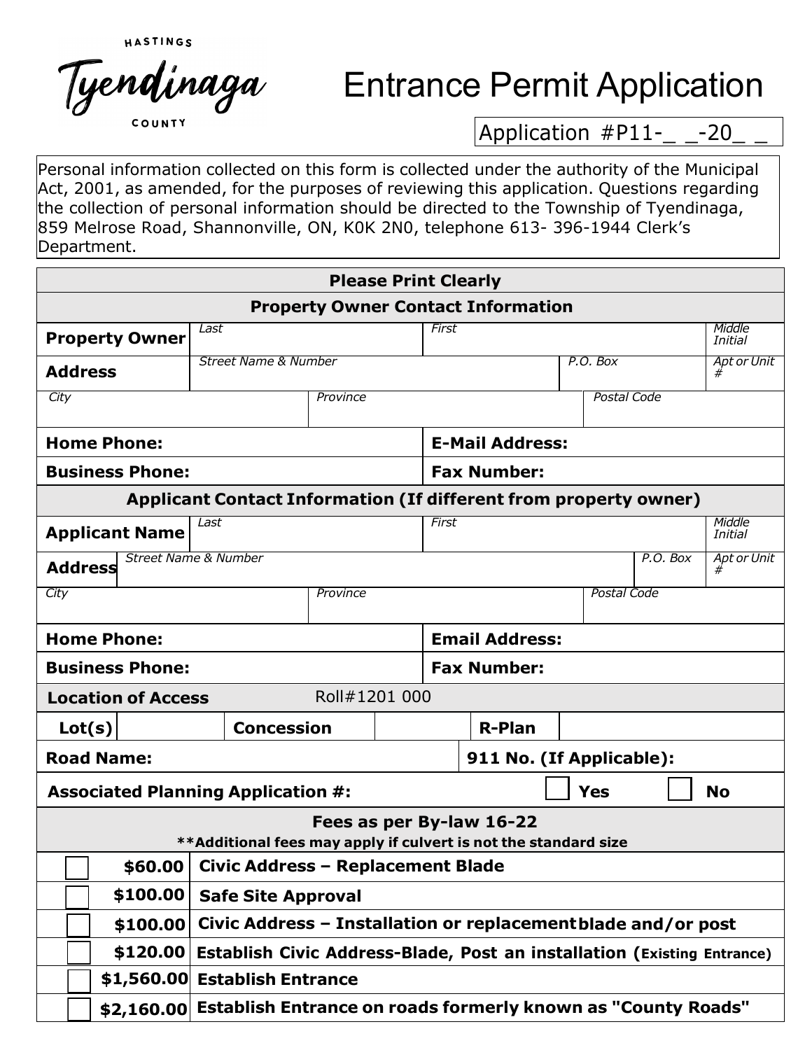HASTINGS

Tyendinaga

COUNTY

# Entrance Permit Application

Application #P11-_ _-20_ _

Personal information collected on this form is collected under the authority of the Municipal Act, 2001, as amended, for the purposes of reviewing this application. Questions regarding the collection of personal information should be directed to the Township of Tyendinaga, 859 Melrose Road, Shannonville, ON, K0K 2N0, telephone 613- 396-1944 Clerk's Department.

**Please Print Clearly**

| **Property Owner Contact Information** | | | |
|---|---|---|---|
| **Property Owner** | *Last* | *First* | *Middle Initial* |
| **Address** | *Street Name & Number* | *P.O. Box* | *Apt or Unit #* |
| *City* | *Province* | *Postal Code* | |
| **Home Phone:** | | **E-Mail Address:** | |
| **Business Phone:** | | **Fax Number:** | |

| **Applicant Contact Information (If different from property owner)** | | | |
|---|---|---|---|
| **Applicant Name** | *Last* | *First* | *Middle Initial* |
| **Address** | *Street Name & Number* | *P.O. Box* | *Apt or Unit #* |
| *City* | *Province* | *Postal Code* | |
| **Home Phone:** | | **Email Address:** | |
| **Business Phone:** | | **Fax Number:** | |

| **Location of Access** Roll#1201 000 | | | | | |
|---|---|---|---|---|---|
| **Lot(s)** | | **Concession** | | **R-Plan** | |
| **Road Name:** | | | **911 No. (If Applicable):** | | |
| **Associated Planning Application #:** | | | | ☐ **Yes** | ☐ **No** |

| **Fees as per By-law 16-22**<br>**\*\*Additional fees may apply if culvert is not the standard size** | |
|---|---|
| ☐ **$60.00** | **Civic Address – Replacement Blade** |
| ☐ **$100.00** | **Safe Site Approval** |
| ☐ **$100.00** | **Civic Address – Installation or replacement blade and/or post** |
| ☐ **$120.00** | **Establish Civic Address-Blade, Post an installation (Existing Entrance)** |
| ☐ **$1,560.00** | **Establish Entrance** |
| ☐ **$2,160.00** | **Establish Entrance on roads formerly known as "County Roads"** |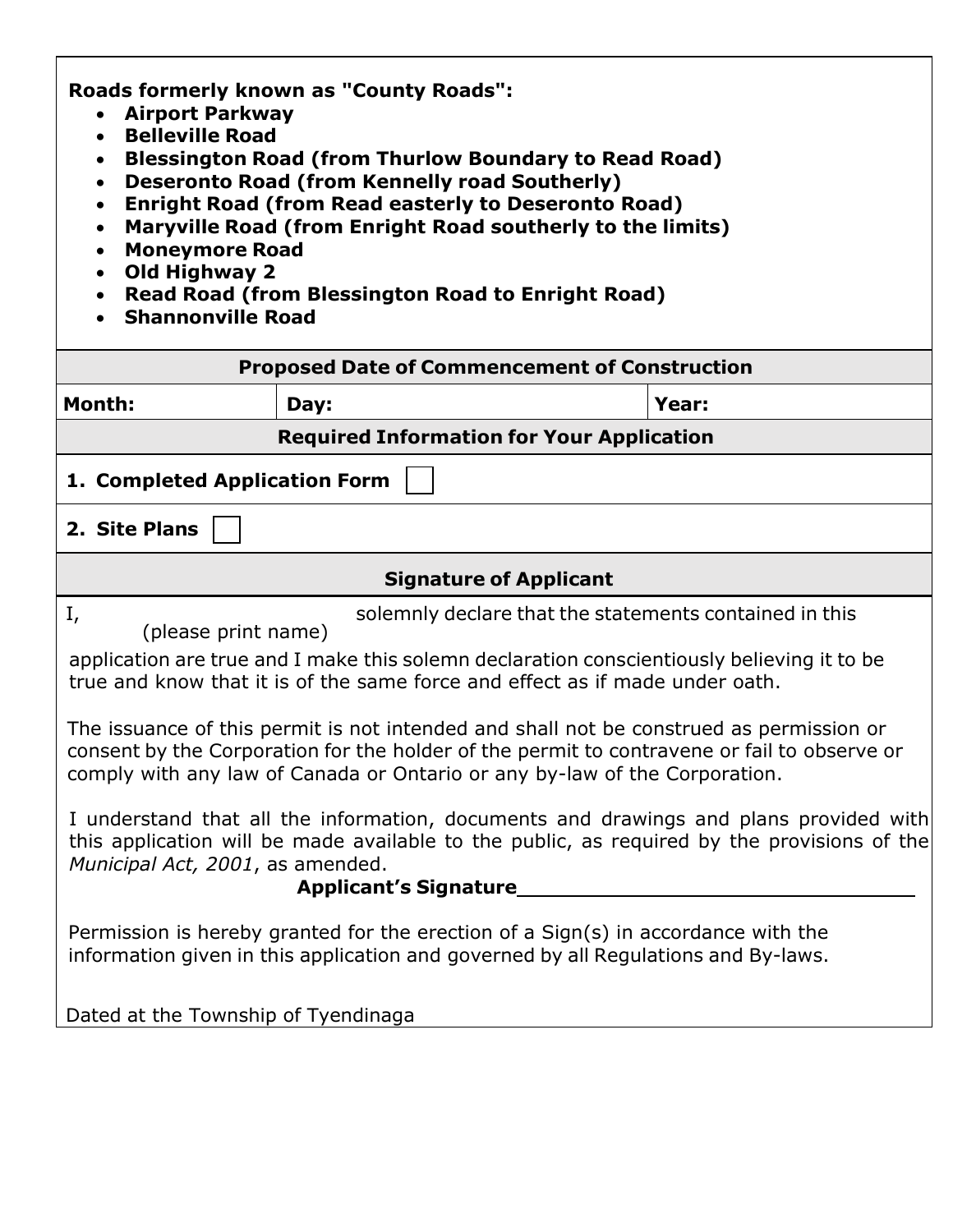**Roads formerly known as "County Roads":**

- **Airport Parkway**
- **Belleville Road**
- **Blessington Road (from Thurlow Boundary to Read Road)**
- **Deseronto Road (from Kennelly road Southerly)**
- **Enright Road (from Read easterly to Deseronto Road)**
- **Maryville Road (from Enright Road southerly to the limits)**
- **Moneymore Road**
- **Old Highway 2**
- **Read Road (from Blessington Road to Enright Road)**
- **Shannonville Road**

| **Proposed Date of Commencement of Construction** | | |
|---|---|---|
| **Month:** | **Day:** | **Year:** |

**Required Information for Your Application**

**1. Completed Application Form** ☐

**2. Site Plans** ☐

**Signature of Applicant**

I, _______________ (please print name) solemnly declare that the statements contained in this application are true and I make this solemn declaration conscientiously believing it to be true and know that it is of the same force and effect as if made under oath.

The issuance of this permit is not intended and shall not be construed as permission or consent by the Corporation for the holder of the permit to contravene or fail to observe or comply with any law of Canada or Ontario or any by-law of the Corporation.

I understand that all the information, documents and drawings and plans provided with this application will be made available to the public, as required by the provisions of the *Municipal Act, 2001*, as amended.

**Applicant's Signature**_________________________________

Permission is hereby granted for the erection of a Sign(s) in accordance with the information given in this application and governed by all Regulations and By-laws.

Dated at the Township of Tyendinaga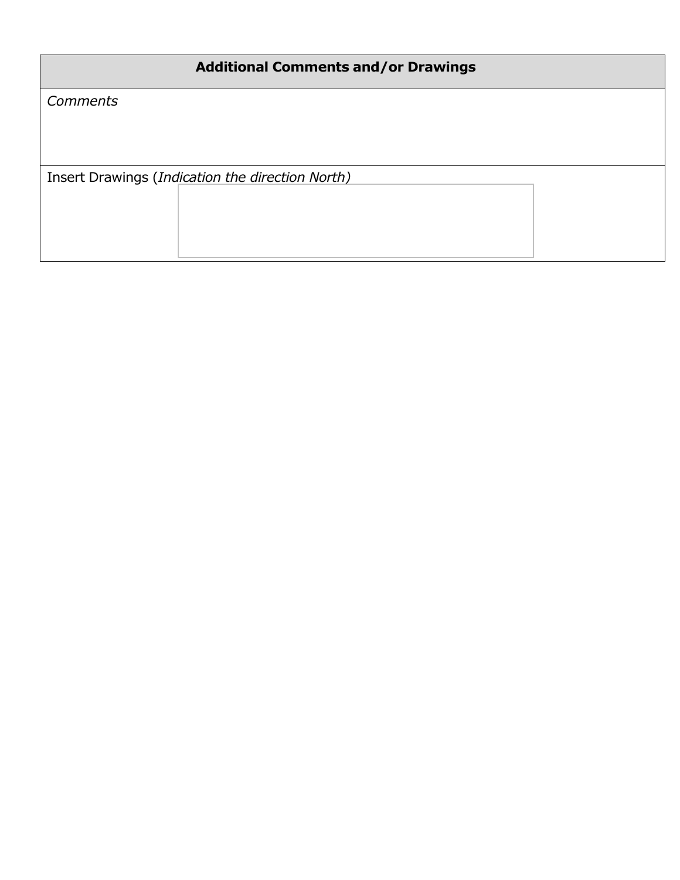| Additional Comments and/or Drawings |
| --- |
| *Comments* |
| Insert Drawings (*Indication the direction North)* |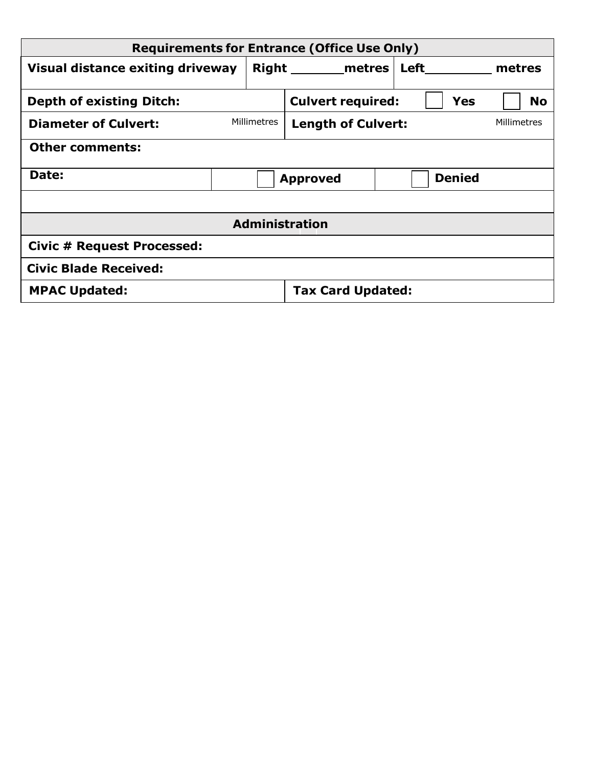## Requirements for Entrance (Office Use Only)

| | | | |
|---|---|---|---|
| **Visual distance exiting driveway** | **Right \_\_\_\_\_\_\_ metres** | **Left\_\_\_\_\_\_\_\_\_ metres** | |
| **Depth of existing Ditch:** | | **Culvert required:** ☐ **Yes** ☐ **No** | |
| **Diameter of Culvert:** Millimetres | | **Length of Culvert:** Millimetres | |
| **Other comments:** | | | |
| **Date:** | ☐ **Approved** | ☐ **Denied** | |
| | | | |

## Administration

| | |
|---|---|
| **Civic # Request Processed:** | |
| **Civic Blade Received:** | |
| **MPAC Updated:** | **Tax Card Updated:** |